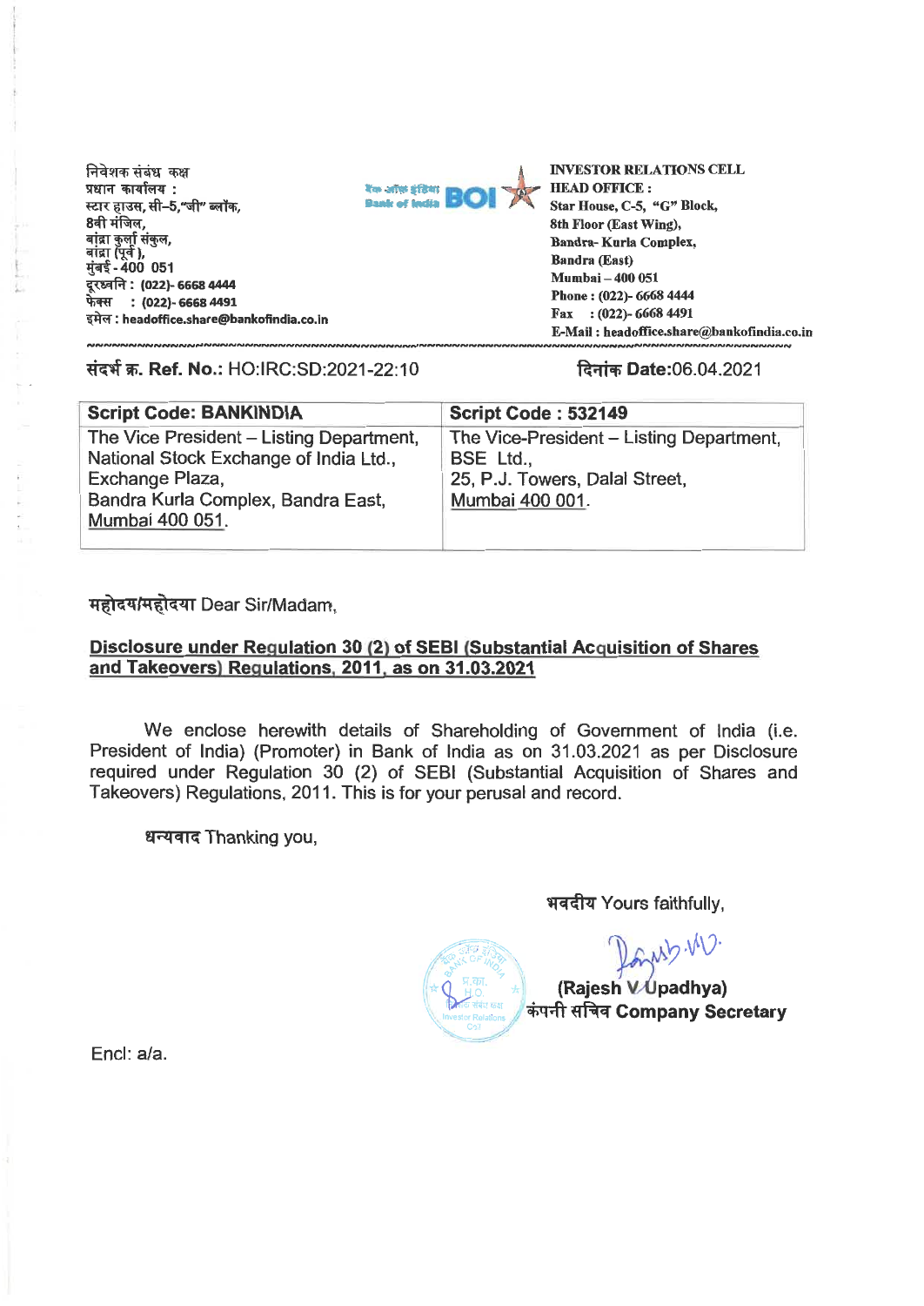निवेशक संबंध कक्ष
प्रधान कार्यालय :
स्टार हाउस, सी–5,"जी" ब्लॉक,
8वी मंजिल,
बांद्रा कुर्ला संकुल,
बांद्रा (पूर्व ),
मुंबई - 400 051
दूरध्वनि : (022)- 6668 4444
फेक्स : (022)- 6668 4491
इमेल : headoffice.share@bankofindia.co.in

बैंक ऑफ इंडिया BOI
Bank of India

**INVESTOR RELATIONS CELL**
**HEAD OFFICE :**
**Star House, C-5, "G" Block,**
**8th Floor (East Wing),**
**Bandra- Kurla Complex,**
**Bandra (East)**
**Mumbai – 400 051**
**Phone : (022)- 6668 4444**
**Fax : (022)- 6668 4491**
**E-Mail : headoffice.share@bankofindia.co.in**

संदर्भ क्र. **Ref. No.:** HO:IRC:SD:2021-22:10

दिनांक **Date:**06.04.2021

| **Script Code: BANKINDIA** | **Script Code : 532149** |
|---|---|
| The Vice President – Listing Department, National Stock Exchange of India Ltd., Exchange Plaza, Bandra Kurla Complex, Bandra East, Mumbai 400 051. | The Vice-President – Listing Department, BSE Ltd., 25, P.J. Towers, Dalal Street, Mumbai 400 001. |

महोदय/महोदया Dear Sir/Madam,

**Disclosure under Regulation 30 (2) of SEBI (Substantial Acquisition of Shares and Takeovers) Regulations, 2011, as on 31.03.2021**

We enclose herewith details of Shareholding of Government of India (i.e. President of India) (Promoter) in Bank of India as on 31.03.2021 as per Disclosure required under Regulation 30 (2) of SEBI (Substantial Acquisition of Shares and Takeovers) Regulations, 2011. This is for your perusal and record.

धन्यवाद Thanking you,

भवदीय Yours faithfully,

**(Rajesh V Upadhya)**
कंपनी सचिव **Company Secretary**

Encl: a/a.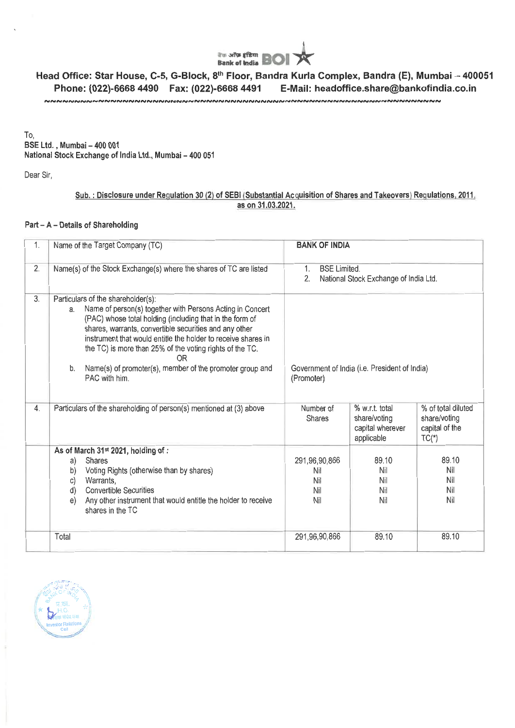**Head Office: Star House, C-5, G-Block, 8th Floor, Bandra Kurla Complex, Bandra (E), Mumbai – 400051**
**Phone: (022)-6668 4490 Fax: (022)-6668 4491 E-Mail: headoffice.share@bankofindia.co.in**

To,
**BSE Ltd. , Mumbai – 400 001**
**National Stock Exchange of India Ltd., Mumbai – 400 051**

Dear Sir,

**Sub. : Disclosure under Regulation 30 (2) of SEBI (Substantial Acquisition of Shares and Takeovers) Regulations, 2011, as on 31.03.2021.**

**Part – A – Details of Shareholding**

| | | | | |
|---|---|---|---|---|
| 1. | Name of the Target Company (TC) | **BANK OF INDIA** | | |
| 2. | Name(s) of the Stock Exchange(s) where the shares of TC are listed | 1. BSE Limited.<br>2. National Stock Exchange of India Ltd. | | |
| 3. | Particulars of the shareholder(s):<br>a. Name of person(s) together with Persons Acting in Concert (PAC) whose total holding (including that in the form of shares, warrants, convertible securities and any other instrument that would entitle the holder to receive shares in the TC) is more than 25% of the voting rights of the TC.<br>OR<br>b. Name(s) of promoter(s), member of the promoter group and PAC with him. | Government of India (i.e. President of India) (Promoter) | | |
| 4. | Particulars of the shareholding of person(s) mentioned at (3) above | Number of Shares | % w.r.t. total share/voting capital wherever applicable | % of total diluted share/voting capital of the TC(*) |
| | **As of March 31st 2021, holding of :**<br>a) Shares<br>b) Voting Rights (otherwise than by shares)<br>c) Warrants,<br>d) Convertible Securities<br>e) Any other instrument that would entitle the holder to receive shares in the TC | 291,96,90,866<br>Nil<br>Nil<br>Nil<br>Nil | 89.10<br>Nil<br>Nil<br>Nil<br>Nil | 89.10<br>Nil<br>Nil<br>Nil<br>Nil |
| | Total | 291,96,90,866 | 89.10 | 89.10 |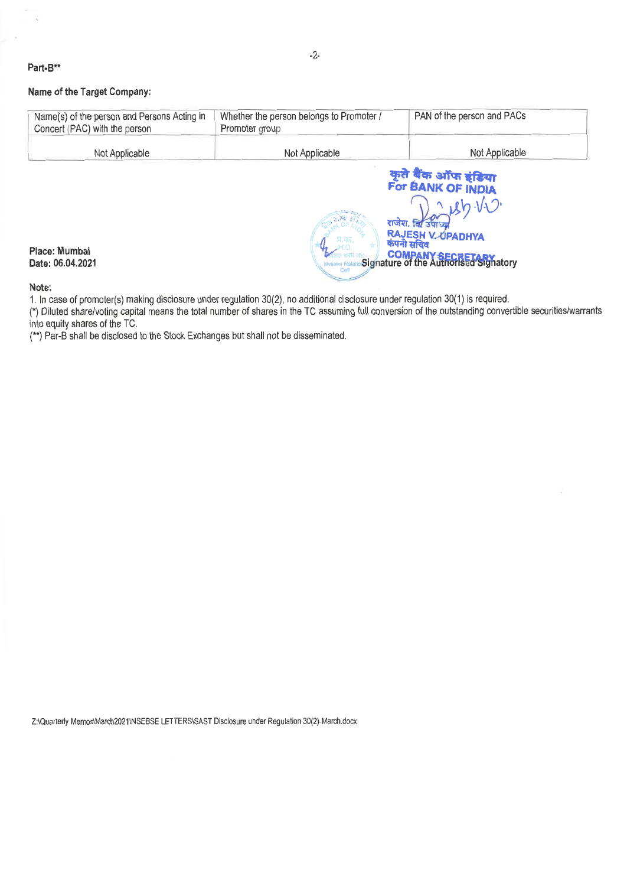**Part-B****

**Name of the Target Company:**

| Name(s) of the person and Persons Acting in Concert (PAC) with the person | Whether the person belongs to Promoter / Promoter group | PAN of the person and PACs |
|---|---|---|
| Not Applicable | Not Applicable | Not Applicable |

कृते बैंक ऑफ इंडिया
For BANK OF INDIA

राजेश. वि. उपाध्या
RAJESH V. UPADHYA
कंपनी सचिव
COMPANY SECRETARY

**Place: Mumbai**
**Date: 06.04.2021**

**Signature of the Authorised Signatory**

**Note:**

1. In case of promoter(s) making disclosure under regulation 30(2), no additional disclosure under regulation 30(1) is required.

(*) Diluted share/voting capital means the total number of shares in the TC assuming full conversion of the outstanding convertible securities/warrants into equity shares of the TC.

(**) Par-B shall be disclosed to the Stock Exchanges but shall not be disseminated.

Z:\Quarterly Memos\March2021\NSEBSE LETTERS\SAST Disclosure under Regulation 30(2)-March.docx